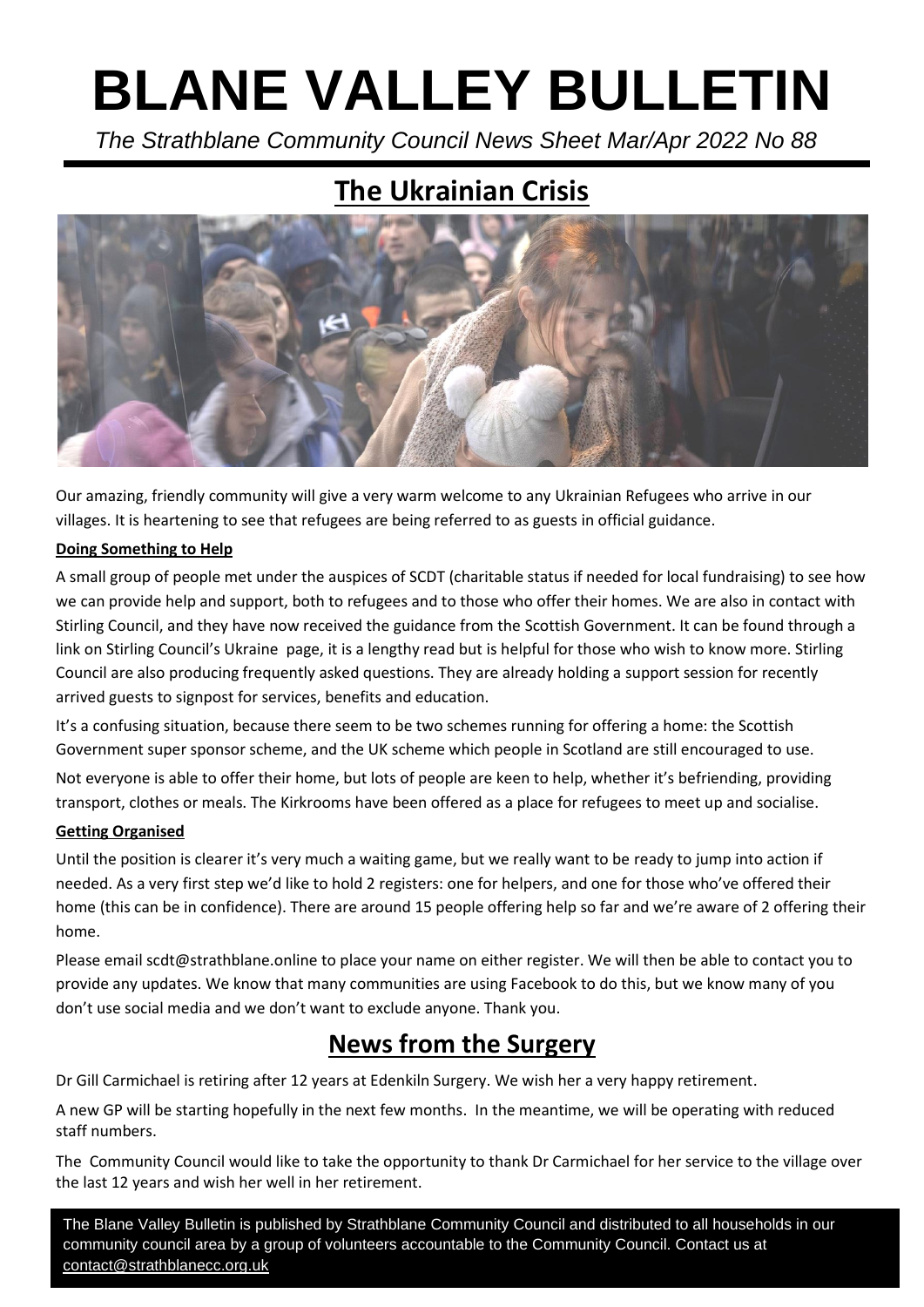# BLANE VALLEY BULLETIN

*The Strathblane Community Council News Sheet Mar/Apr 2022 No 88*

## The Ukrainian Crisis

Our amazing, friendly community will give a very warm welcome to any Ukrainian Refugees who arrive in our villages. It is heartening to see that refugees are being referred to as guests in official guidance.

**Doing Something to Help**

A small group of people met under the auspices of SCDT (charitable status if needed for local fundraising) to see how we can provide help and support, both to refugees and to those who offer their homes. We are also in contact with Stirling Council, and they have now received the guidance from the Scottish Government. It can be found through a link on Stirling Council's Ukraine page, it is a lengthy read but is helpful for those who wish to know more. Stirling Council are also producing frequently asked questions. They are already holding a support session for recently arrived guests to signpost for services, benefits and education.

It's a confusing situation, because there seem to be two schemes running for offering a home: the Scottish Government super sponsor scheme, and the UK scheme which people in Scotland are still encouraged to use.

Not everyone is able to offer their home, but lots of people are keen to help, whether it's befriending, providing transport, clothes or meals. The Kirkrooms have been offered as a place for refugees to meet up and socialise.

**Getting Organised**

Until the position is clearer it's very much a waiting game, but we really want to be ready to jump into action if needed. As a very first step we'd like to hold 2 registers: one for helpers, and one for those who've offered their home (this can be in confidence). There are around 15 people offering help so far and we're aware of 2 offering their home.

Please email scdt@strathblane.online to place your name on either register. We will then be able to contact you to provide any updates. We know that many communities are using Facebook to do this, but we know many of you don't use social media and we don't want to exclude anyone. Thank you.

## News from the Surgery

Dr Gill Carmichael is retiring after 12 years at Edenkiln Surgery. We wish her a very happy retirement.

A new GP will be starting hopefully in the next few months. In the meantime, we will be operating with reduced staff numbers.

The Community Council would like to take the opportunity to thank Dr Carmichael for her service to the village over the last 12 years and wish her well in her retirement.

The Blane Valley Bulletin is published by Strathblane Community Council and distributed to all households in our community council area by a group of volunteers accountable to the Community Council. Contact us at contact@strathblanecc.org.uk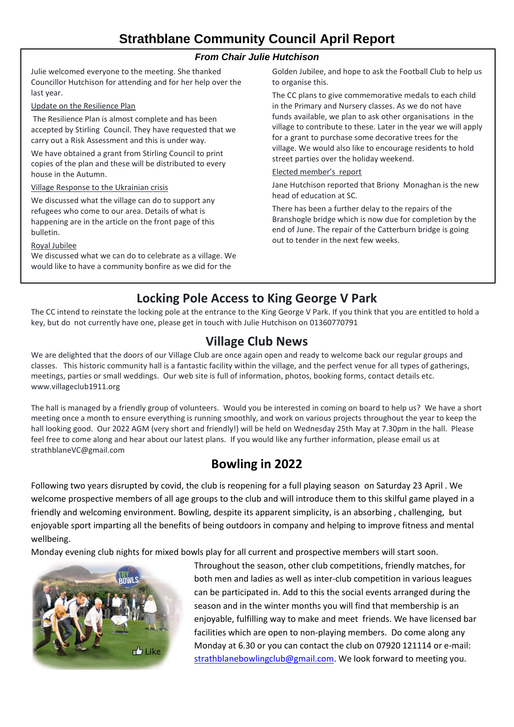# Strathblane Community Council April Report

### *From Chair Julie Hutchison*

Julie welcomed everyone to the meeting. She thanked Councillor Hutchison for attending and for her help over the last year.

Update on the Resilience Plan

The Resilience Plan is almost complete and has been accepted by Stirling Council. They have requested that we carry out a Risk Assessment and this is under way.

We have obtained a grant from Stirling Council to print copies of the plan and these will be distributed to every house in the Autumn.

Village Response to the Ukrainian crisis

We discussed what the village can do to support any refugees who come to our area. Details of what is happening are in the article on the front page of this bulletin.

Royal Jubilee

We discussed what we can do to celebrate as a village. We would like to have a community bonfire as we did for the Golden Jubilee, and hope to ask the Football Club to help us to organise this.

The CC plans to give commemorative medals to each child in the Primary and Nursery classes. As we do not have funds available, we plan to ask other organisations in the village to contribute to these. Later in the year we will apply for a grant to purchase some decorative trees for the village. We would also like to encourage residents to hold street parties over the holiday weekend.

Elected member's report

Jane Hutchison reported that Briony Monaghan is the new head of education at SC.

There has been a further delay to the repairs of the Branshogle bridge which is now due for completion by the end of June. The repair of the Catterburn bridge is going out to tender in the next few weeks.

## Locking Pole Access to King George V Park

The CC intend to reinstate the locking pole at the entrance to the King George V Park. If you think that you are entitled to hold a key, but do not currently have one, please get in touch with Julie Hutchison on 01360770791

## Village Club News

We are delighted that the doors of our Village Club are once again open and ready to welcome back our regular groups and classes. This historic community hall is a fantastic facility within the village, and the perfect venue for all types of gatherings, meetings, parties or small weddings. Our web site is full of information, photos, booking forms, contact details etc. www.villageclub1911.org

The hall is managed by a friendly group of volunteers. Would you be interested in coming on board to help us? We have a short meeting once a month to ensure everything is running smoothly, and work on various projects throughout the year to keep the hall looking good. Our 2022 AGM (very short and friendly!) will be held on Wednesday 25th May at 7.30pm in the hall. Please feel free to come along and hear about our latest plans. If you would like any further information, please email us at strathblaneVC@gmail.com

## Bowling in 2022

Following two years disrupted by covid, the club is reopening for a full playing season on Saturday 23 April . We welcome prospective members of all age groups to the club and will introduce them to this skilful game played in a friendly and welcoming environment. Bowling, despite its apparent simplicity, is an absorbing , challenging, but enjoyable sport imparting all the benefits of being outdoors in company and helping to improve fitness and mental wellbeing.

Monday evening club nights for mixed bowls play for all current and prospective members will start soon.

Throughout the season, other club competitions, friendly matches, for both men and ladies as well as inter-club competition in various leagues can be participated in. Add to this the social events arranged during the season and in the winter months you will find that membership is an enjoyable, fulfilling way to make and meet friends. We have licensed bar facilities which are open to non-playing members. Do come along any Monday at 6.30 or you can contact the club on 07920 121114 or e-mail: strathblanebowlingclub@gmail.com. We look forward to meeting you.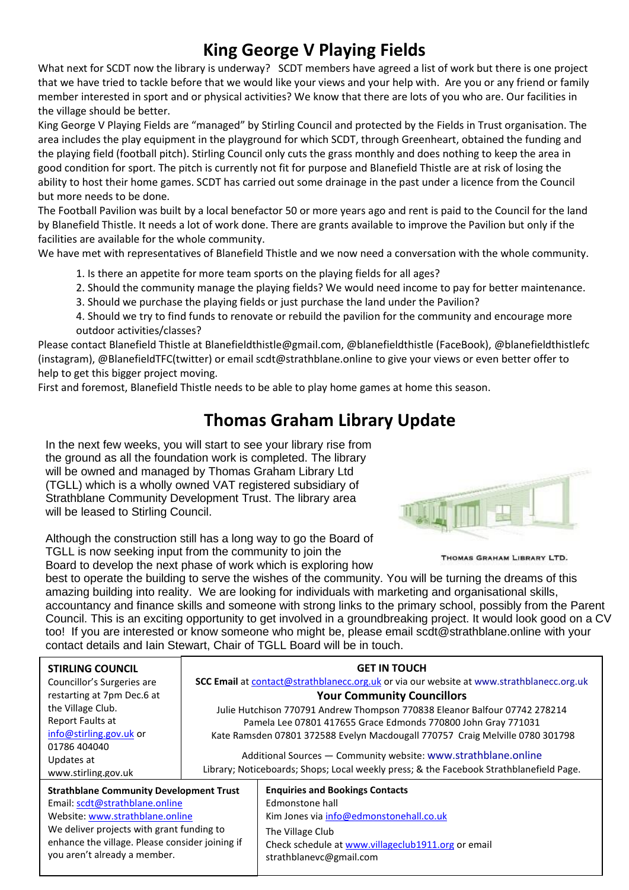# King George V Playing Fields

What next for SCDT now the library is underway? SCDT members have agreed a list of work but there is one project that we have tried to tackle before that we would like your views and your help with. Are you or any friend or family member interested in sport and or physical activities? We know that there are lots of you who are. Our facilities in the village should be better.

King George V Playing Fields are "managed" by Stirling Council and protected by the Fields in Trust organisation. The area includes the play equipment in the playground for which SCDT, through Greenheart, obtained the funding and the playing field (football pitch). Stirling Council only cuts the grass monthly and does nothing to keep the area in good condition for sport. The pitch is currently not fit for purpose and Blanefield Thistle are at risk of losing the ability to host their home games. SCDT has carried out some drainage in the past under a licence from the Council but more needs to be done.

The Football Pavilion was built by a local benefactor 50 or more years ago and rent is paid to the Council for the land by Blanefield Thistle. It needs a lot of work done. There are grants available to improve the Pavilion but only if the facilities are available for the whole community.

We have met with representatives of Blanefield Thistle and we now need a conversation with the whole community.

1. Is there an appetite for more team sports on the playing fields for all ages?
2. Should the community manage the playing fields? We would need income to pay for better maintenance.
3. Should we purchase the playing fields or just purchase the land under the Pavilion?
4. Should we try to find funds to renovate or rebuild the pavilion for the community and encourage more outdoor activities/classes?

Please contact Blanefield Thistle at Blanefieldthistle@gmail.com, @blanefieldthistle (FaceBook), @blanefieldthistlefc (instagram), @BlanefieldTFC(twitter) or email scdt@strathblane.online to give your views or even better offer to help to get this bigger project moving.

First and foremost, Blanefield Thistle needs to be able to play home games at home this season.

# Thomas Graham Library Update

In the next few weeks, you will start to see your library rise from the ground as all the foundation work is completed. The library will be owned and managed by Thomas Graham Library Ltd (TGLL) which is a wholly owned VAT registered subsidiary of Strathblane Community Development Trust. The library area will be leased to Stirling Council.

THOMAS GRAHAM LIBRARY LTD.

Although the construction still has a long way to go the Board of TGLL is now seeking input from the community to join the Board to develop the next phase of work which is exploring how best to operate the building to serve the wishes of the community. You will be turning the dreams of this amazing building into reality. We are looking for individuals with marketing and organisational skills, accountancy and finance skills and someone with strong links to the primary school, possibly from the Parent Council. This is an exciting opportunity to get involved in a groundbreaking project. It would look good on a CV too! If you are interested or know someone who might be, please email scdt@strathblane.online with your contact details and Iain Stewart, Chair of TGLL Board will be in touch.

**STIRLING COUNCIL**

Councillor's Surgeries are restarting at 7pm Dec.6 at the Village Club.
Report Faults at info@stirling.gov.uk or 01786 404040
Updates at www.stirling.gov.uk

**GET IN TOUCH**

**SCC Email** at contact@strathblanecc.org.uk or via our website at www.strathblanecc.org.uk

**Your Community Councillors**

Julie Hutchison 770791 Andrew Thompson 770838 Eleanor Balfour 07742 278214
Pamela Lee 07801 417655 Grace Edmonds 770800 John Gray 771031
Kate Ramsden 07801 372588 Evelyn Macdougall 770757 Craig Melville 0780 301798

Additional Sources — Community website: www.strathblane.online
Library; Noticeboards; Shops; Local weekly press; & the Facebook Strathblanefield Page.

**Strathblane Community Development Trust**

Email: scdt@strathblane.online
Website: www.strathblane.online
We deliver projects with grant funding to enhance the village. Please consider joining if you aren't already a member.

**Enquiries and Bookings Contacts**

Edmonstone hall
Kim Jones via info@edmonstonehall.co.uk

The Village Club
Check schedule at www.villageclub1911.org or email strathblanevc@gmail.com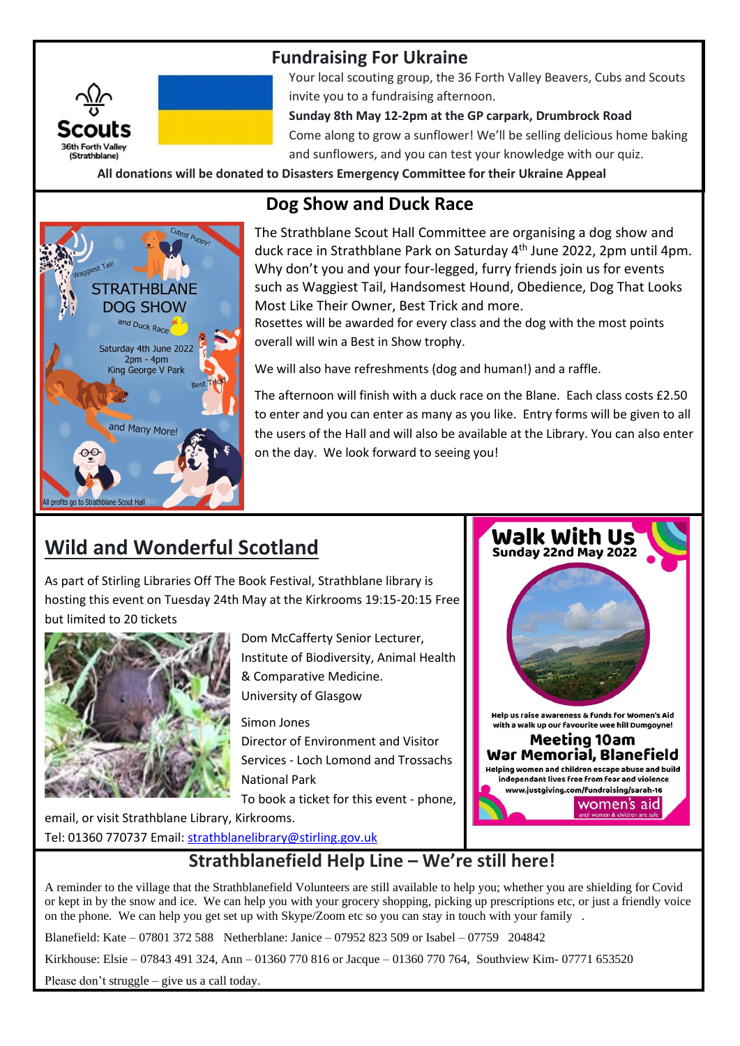## Fundraising For Ukraine

Your local scouting group, the 36 Forth Valley Beavers, Cubs and Scouts invite you to a fundraising afternoon.

**Sunday 8th May 12-2pm at the GP carpark, Drumbrock Road**

Come along to grow a sunflower! We'll be selling delicious home baking and sunflowers, and you can test your knowledge with our quiz.

**All donations will be donated to Disasters Emergency Committee for their Ukraine Appeal**

## Dog Show and Duck Race

STRATHBLANE DOG SHOW and Duck Race
Saturday 4th June 2022
2pm - 4pm
King George V Park
Cutest Puppy! Waggiest Tail! Best Trick! and Many More!
All profits go to Strathblane Scout Hall

The Strathblane Scout Hall Committee are organising a dog show and duck race in Strathblane Park on Saturday 4th June 2022, 2pm until 4pm. Why don't you and your four-legged, furry friends join us for events such as Waggiest Tail, Handsomest Hound, Obedience, Dog That Looks Most Like Their Owner, Best Trick and more.

Rosettes will be awarded for every class and the dog with the most points overall will win a Best in Show trophy.

We will also have refreshments (dog and human!) and a raffle.

The afternoon will finish with a duck race on the Blane. Each class costs £2.50 to enter and you can enter as many as you like. Entry forms will be given to all the users of the Hall and will also be available at the Library. You can also enter on the day. We look forward to seeing you!

## Wild and Wonderful Scotland

As part of Stirling Libraries Off The Book Festival, Strathblane library is hosting this event on Tuesday 24th May at the Kirkrooms 19:15-20:15 Free but limited to 20 tickets

Dom McCafferty Senior Lecturer, Institute of Biodiversity, Animal Health & Comparative Medicine. University of Glasgow

Simon Jones
Director of Environment and Visitor Services - Loch Lomond and Trossachs National Park

To book a ticket for this event - phone, email, or visit Strathblane Library, Kirkrooms.
Tel: 01360 770737 Email: strathblanelibrary@stirling.gov.uk

## Walk With Us

**Sunday 22nd May 2022**

Help us raise awareness & funds for Women's Aid with a walk up our favourite wee hill Dumgoyne!

**Meeting 10am**
**War Memorial, Blanefield**

Helping women and children escape abuse and build independant lives free from fear and violence
www.justgiving.com/fundraising/sarah-16

women's aid
until women & children are safe

## Strathblanefield Help Line – We're still here!

A reminder to the village that the Strathblanefield Volunteers are still available to help you; whether you are shielding for Covid or kept in by the snow and ice. We can help you with your grocery shopping, picking up prescriptions etc, or just a friendly voice on the phone. We can help you get set up with Skype/Zoom etc so you can stay in touch with your family .

Blanefield: Kate – 07801 372 588 Netherblane: Janice – 07952 823 509 or Isabel – 07759 204842

Kirkhouse: Elsie – 07843 491 324, Ann – 01360 770 816 or Jacque – 01360 770 764, Southview Kim- 07771 653520

Please don't struggle – give us a call today.